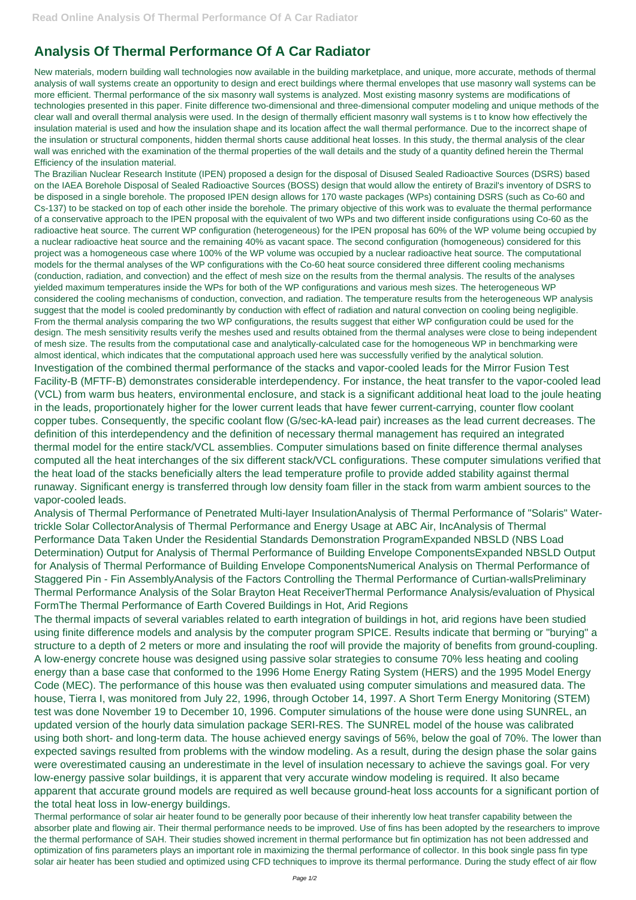# Analysis Of Thermal Performance Of A Car Radiator

New materials, modern building wall technologies now available in the building marketplace, and unique, more accurate, methods of thermal analysis of wall systems create an opportunity to design and erect buildings where thermal envelopes that use masonry wall systems can be more efficient. Thermal performance of the six masonry wall systems is analyzed. Most existing masonry systems are modifications of technologies presented in this paper. Finite difference two-dimensional and three-dimensional computer modeling and unique methods of the clear wall and overall thermal analysis were used. In the design of thermally efficient masonry wall systems is t to know how effectively the insulation material is used and how the insulation shape and its location affect the wall thermal performance. Due to the incorrect shape of the insulation or structural components, hidden thermal shorts cause additional heat losses. In this study, the thermal analysis of the clear wall was enriched with the examination of the thermal properties of the wall details and the study of a quantity defined herein the Thermal Efficiency of the insulation material.

The Brazilian Nuclear Research Institute (IPEN) proposed a design for the disposal of Disused Sealed Radioactive Sources (DSRS) based on the IAEA Borehole Disposal of Sealed Radioactive Sources (BOSS) design that would allow the entirety of Brazil's inventory of DSRS to be disposed in a single borehole. The proposed IPEN design allows for 170 waste packages (WPs) containing DSRS (such as Co-60 and Cs-137) to be stacked on top of each other inside the borehole. The primary objective of this work was to evaluate the thermal performance of a conservative approach to the IPEN proposal with the equivalent of two WPs and two different inside configurations using Co-60 as the radioactive heat source. The current WP configuration (heterogeneous) for the IPEN proposal has 60% of the WP volume being occupied by a nuclear radioactive heat source and the remaining 40% as vacant space. The second configuration (homogeneous) considered for this project was a homogeneous case where 100% of the WP volume was occupied by a nuclear radioactive heat source. The computational models for the thermal analyses of the WP configurations with the Co-60 heat source considered three different cooling mechanisms (conduction, radiation, and convection) and the effect of mesh size on the results from the thermal analysis. The results of the analyses yielded maximum temperatures inside the WPs for both of the WP configurations and various mesh sizes. The heterogeneous WP considered the cooling mechanisms of conduction, convection, and radiation. The temperature results from the heterogeneous WP analysis suggest that the model is cooled predominantly by conduction with effect of radiation and natural convection on cooling being negligible. From the thermal analysis comparing the two WP configurations, the results suggest that either WP configuration could be used for the design. The mesh sensitivity results verify the meshes used and results obtained from the thermal analyses were close to being independent of mesh size. The results from the computational case and analytically-calculated case for the homogeneous WP in benchmarking were almost identical, which indicates that the computational approach used here was successfully verified by the analytical solution.

Investigation of the combined thermal performance of the stacks and vapor-cooled leads for the Mirror Fusion Test Facility-B (MFTF-B) demonstrates considerable interdependency. For instance, the heat transfer to the vapor-cooled lead (VCL) from warm bus heaters, environmental enclosure, and stack is a significant additional heat load to the joule heating in the leads, proportionately higher for the lower current leads that have fewer current-carrying, counter flow coolant copper tubes. Consequently, the specific coolant flow (G/sec-kA-lead pair) increases as the lead current decreases. The definition of this interdependency and the definition of necessary thermal management has required an integrated thermal model for the entire stack/VCL assemblies. Computer simulations based on finite difference thermal analyses computed all the heat interchanges of the six different stack/VCL configurations. These computer simulations verified that the heat load of the stacks beneficially alters the lead temperature profile to provide added stability against thermal runaway. Significant energy is transferred through low density foam filler in the stack from warm ambient sources to the vapor-cooled leads.

Analysis of Thermal Performance of Penetrated Multi-layer InsulationAnalysis of Thermal Performance of "Solaris" Water-trickle Solar CollectorAnalysis of Thermal Performance and Energy Usage at ABC Air, IncAnalysis of Thermal Performance Data Taken Under the Residential Standards Demonstration ProgramExpanded NBSLD (NBS Load Determination) Output for Analysis of Thermal Performance of Building Envelope ComponentsExpanded NBSLD Output for Analysis of Thermal Performance of Building Envelope ComponentsNumerical Analysis on Thermal Performance of Staggered Pin - Fin AssemblyAnalysis of the Factors Controlling the Thermal Performance of Curtian-wallsPreliminary Thermal Performance Analysis of the Solar Brayton Heat ReceiverThermal Performance Analysis/evaluation of Physical FormThe Thermal Performance of Earth Covered Buildings in Hot, Arid Regions

The thermal impacts of several variables related to earth integration of buildings in hot, arid regions have been studied using finite difference models and analysis by the computer program SPICE. Results indicate that berming or "burying" a structure to a depth of 2 meters or more and insulating the roof will provide the majority of benefits from ground-coupling.

A low-energy concrete house was designed using passive solar strategies to consume 70% less heating and cooling energy than a base case that conformed to the 1996 Home Energy Rating System (HERS) and the 1995 Model Energy Code (MEC). The performance of this house was then evaluated using computer simulations and measured data. The house, Tierra I, was monitored from July 22, 1996, through October 14, 1997. A Short Term Energy Monitoring (STEM) test was done November 19 to December 10, 1996. Computer simulations of the house were done using SUNREL, an updated version of the hourly data simulation package SERI-RES. The SUNREL model of the house was calibrated using both short- and long-term data. The house achieved energy savings of 56%, below the goal of 70%. The lower than expected savings resulted from problems with the window modeling. As a result, during the design phase the solar gains were overestimated causing an underestimate in the level of insulation necessary to achieve the savings goal. For very low-energy passive solar buildings, it is apparent that very accurate window modeling is required. It also became apparent that accurate ground models are required as well because ground-heat loss accounts for a significant portion of the total heat loss in low-energy buildings.

Thermal performance of solar air heater found to be generally poor because of their inherently low heat transfer capability between the absorber plate and flowing air. Their thermal performance needs to be improved. Use of fins has been adopted by the researchers to improve the thermal performance of SAH. Their studies showed increment in thermal performance but fin optimization has not been addressed and optimization of fins parameters plays an important role in maximizing the thermal performance of collector. In this book single pass fin type solar air heater has been studied and optimized using CFD techniques to improve its thermal performance. During the study effect of air flow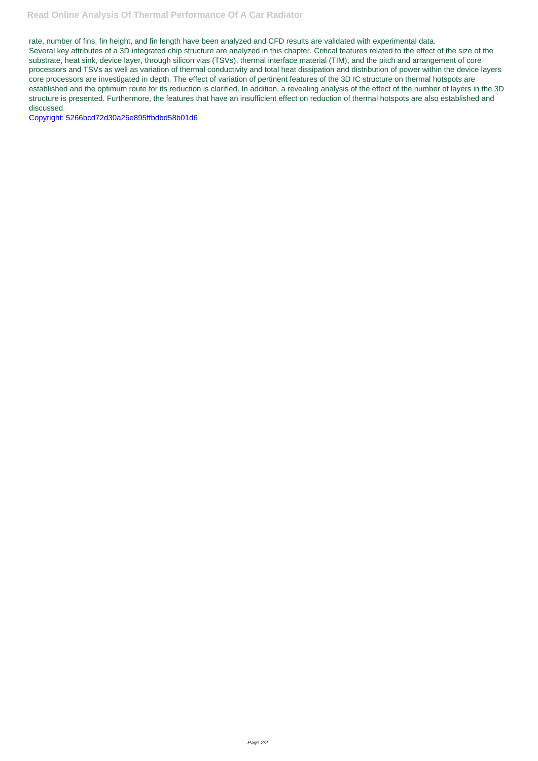rate, number of fins, fin height, and fin length have been analyzed and CFD results are validated with experimental data.

Several key attributes of a 3D integrated chip structure are analyzed in this chapter. Critical features related to the effect of the size of the substrate, heat sink, device layer, through silicon vias (TSVs), thermal interface material (TIM), and the pitch and arrangement of core processors and TSVs as well as variation of thermal conductivity and total heat dissipation and distribution of power within the device layers core processors are investigated in depth. The effect of variation of pertinent features of the 3D IC structure on thermal hotspots are established and the optimum route for its reduction is clarified. In addition, a revealing analysis of the effect of the number of layers in the 3D structure is presented. Furthermore, the features that have an insufficient effect on reduction of thermal hotspots are also established and discussed.

Copyright: 5266bcd72d30a26e895ffbdbd58b01d6